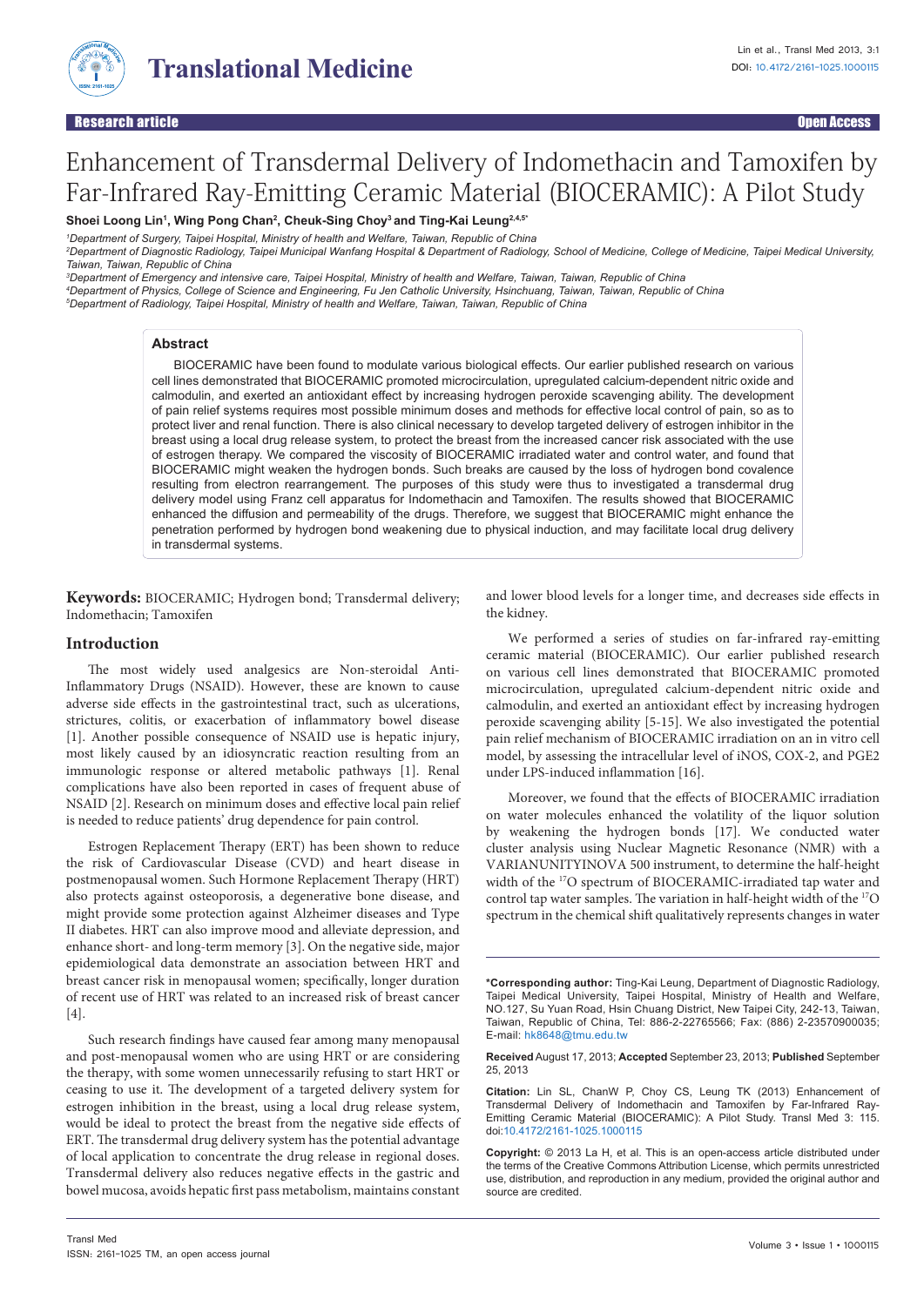Research article | Open Access

# Enhancement of Transdermal Delivery of Indomethacin and Tamoxifen by Far-Infrared Ray-Emitting Ceramic Material (BIOCERAMIC): A Pilot Study

**Shoei Loong Lin[1], Wing Pong Chan[2], Cheuk-Sing Choy[3] and Ting-Kai Leung[2,4,5*]**

[1]Department of Surgery, Taipei Hospital, Ministry of health and Welfare, Taiwan, Republic of China

[2]Department of Diagnostic Radiology, Taipei Municipal Wanfang Hospital & Department of Radiology, School of Medicine, College of Medicine, Taipei Medical University, Taiwan, Taiwan, Republic of China

[3]Department of Emergency and intensive care, Taipei Hospital, Ministry of health and Welfare, Taiwan, Taiwan, Republic of China

[4]Department of Physics, College of Science and Engineering, Fu Jen Catholic University, Hsinchuang, Taiwan, Taiwan, Republic of China

[5]Department of Radiology, Taipei Hospital, Ministry of health and Welfare, Taiwan, Taiwan, Republic of China

## Abstract

BIOCERAMIC have been found to modulate various biological effects. Our earlier published research on various cell lines demonstrated that BIOCERAMIC promoted microcirculation, upregulated calcium-dependent nitric oxide and calmodulin, and exerted an antioxidant effect by increasing hydrogen peroxide scavenging ability. The development of pain relief systems requires most possible minimum doses and methods for effective local control of pain, so as to protect liver and renal function. There is also clinical necessary to develop targeted delivery of estrogen inhibitor in the breast using a local drug release system, to protect the breast from the increased cancer risk associated with the use of estrogen therapy. We compared the viscosity of BIOCERAMIC irradiated water and control water, and found that BIOCERAMIC might weaken the hydrogen bonds. Such breaks are caused by the loss of hydrogen bond covalence resulting from electron rearrangement. The purposes of this study were thus to investigated a transdermal drug delivery model using Franz cell apparatus for Indomethacin and Tamoxifen. The results showed that BIOCERAMIC enhanced the diffusion and permeability of the drugs. Therefore, we suggest that BIOCERAMIC might enhance the penetration performed by hydrogen bond weakening due to physical induction, and may facilitate local drug delivery in transdermal systems.

**Keywords:** BIOCERAMIC; Hydrogen bond; Transdermal delivery; Indomethacin; Tamoxifen

## Introduction

The most widely used analgesics are Non-steroidal Anti-Inflammatory Drugs (NSAID). However, these are known to cause adverse side effects in the gastrointestinal tract, such as ulcerations, strictures, colitis, or exacerbation of inflammatory bowel disease [1]. Another possible consequence of NSAID use is hepatic injury, most likely caused by an idiosyncratic reaction resulting from an immunologic response or altered metabolic pathways [1]. Renal complications have also been reported in cases of frequent abuse of NSAID [2]. Research on minimum doses and effective local pain relief is needed to reduce patients' drug dependence for pain control.

Estrogen Replacement Therapy (ERT) has been shown to reduce the risk of Cardiovascular Disease (CVD) and heart disease in postmenopausal women. Such Hormone Replacement Therapy (HRT) also protects against osteoporosis, a degenerative bone disease, and might provide some protection against Alzheimer diseases and Type II diabetes. HRT can also improve mood and alleviate depression, and enhance short- and long-term memory [3]. On the negative side, major epidemiological data demonstrate an association between HRT and breast cancer risk in menopausal women; specifically, longer duration of recent use of HRT was related to an increased risk of breast cancer [4].

Such research findings have caused fear among many menopausal and post-menopausal women who are using HRT or are considering the therapy, with some women unnecessarily refusing to start HRT or ceasing to use it. The development of a targeted delivery system for estrogen inhibition in the breast, using a local drug release system, would be ideal to protect the breast from the negative side effects of ERT. The transdermal drug delivery system has the potential advantage of local application to concentrate the drug release in regional doses. Transdermal delivery also reduces negative effects in the gastric and bowel mucosa, avoids hepatic first pass metabolism, maintains constant and lower blood levels for a longer time, and decreases side effects in the kidney.

We performed a series of studies on far-infrared ray-emitting ceramic material (BIOCERAMIC). Our earlier published research on various cell lines demonstrated that BIOCERAMIC promoted microcirculation, upregulated calcium-dependent nitric oxide and calmodulin, and exerted an antioxidant effect by increasing hydrogen peroxide scavenging ability [5-15]. We also investigated the potential pain relief mechanism of BIOCERAMIC irradiation on an in vitro cell model, by assessing the intracellular level of iNOS, COX-2, and PGE2 under LPS-induced inflammation [16].

Moreover, we found that the effects of BIOCERAMIC irradiation on water molecules enhanced the volatility of the liquor solution by weakening the hydrogen bonds [17]. We conducted water cluster analysis using Nuclear Magnetic Resonance (NMR) with a VARIANUNITYINOVA 500 instrument, to determine the half-height width of the $^{17}O$ spectrum of BIOCERAMIC-irradiated tap water and control tap water samples. The variation in half-height width of the $^{17}O$ spectrum in the chemical shift qualitatively represents changes in water

**\*Corresponding author:** Ting-Kai Leung, Department of Diagnostic Radiology, Taipei Medical University, Taipei Hospital, Ministry of Health and Welfare, NO.127, Su Yuan Road, Hsin Chuang District, New Taipei City, 242-13, Taiwan, Taiwan, Republic of China, Tel: 886-2-22765566; Fax: (886) 2-23570900035; E-mail: hk8648@tmu.edu.tw

**Received** August 17, 2013; **Accepted** September 23, 2013; **Published** September 25, 2013

**Citation:** Lin SL, ChanW P, Choy CS, Leung TK (2013) Enhancement of Transdermal Delivery of Indomethacin and Tamoxifen by Far-Infrared Ray-Emitting Ceramic Material (BIOCERAMIC): A Pilot Study. Transl Med 3: 115. doi:10.4172/2161-1025.1000115

**Copyright:** © 2013 La H, et al. This is an open-access article distributed under the terms of the Creative Commons Attribution License, which permits unrestricted use, distribution, and reproduction in any medium, provided the original author and source are credited.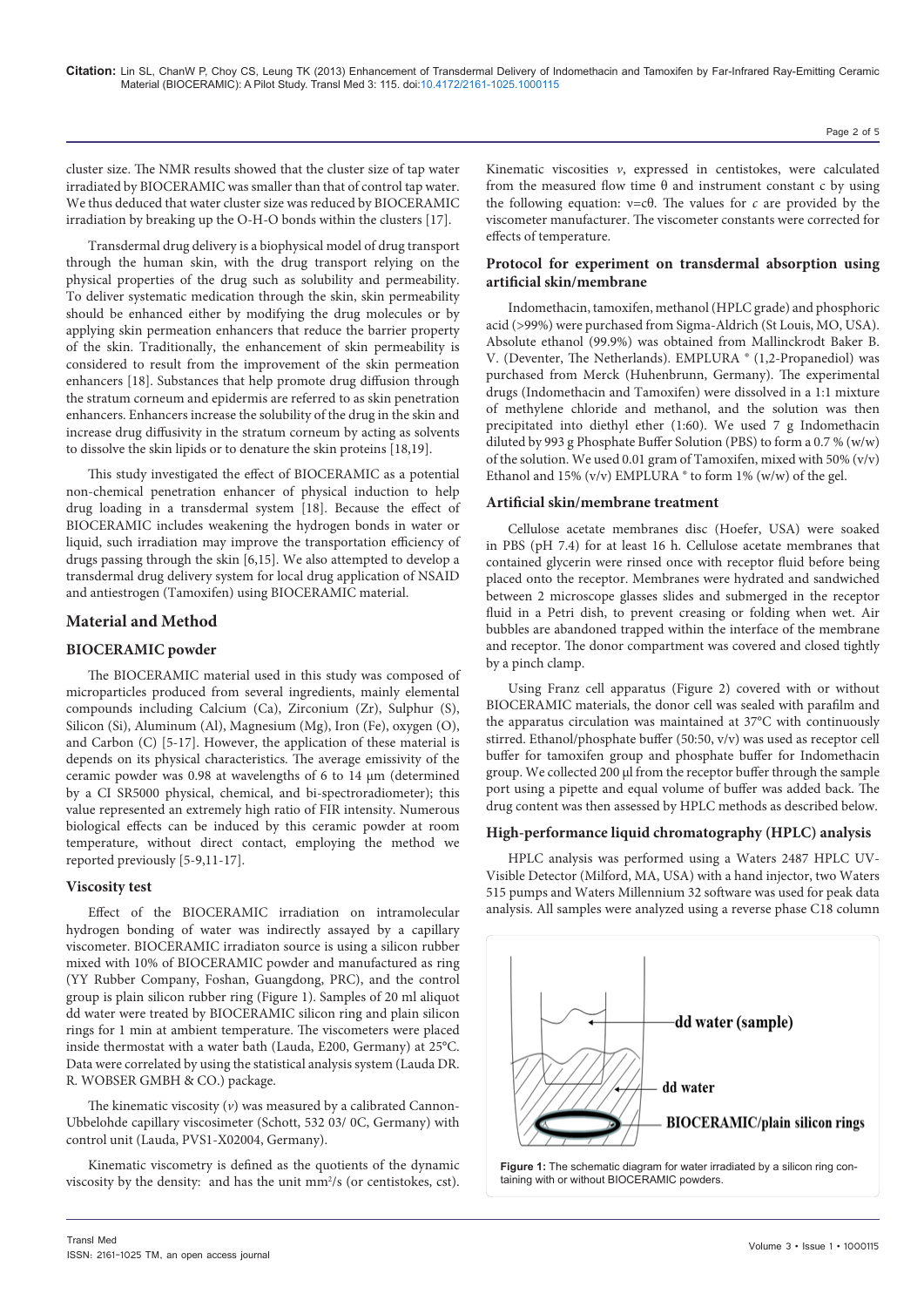cluster size. The NMR results showed that the cluster size of tap water irradiated by BIOCERAMIC was smaller than that of control tap water. We thus deduced that water cluster size was reduced by BIOCERAMIC irradiation by breaking up the O-H-O bonds within the clusters [17].

Transdermal drug delivery is a biophysical model of drug transport through the human skin, with the drug transport relying on the physical properties of the drug such as solubility and permeability. To deliver systematic medication through the skin, skin permeability should be enhanced either by modifying the drug molecules or by applying skin permeation enhancers that reduce the barrier property of the skin. Traditionally, the enhancement of skin permeability is considered to result from the improvement of the skin permeation enhancers [18]. Substances that help promote drug diffusion through the stratum corneum and epidermis are referred to as skin penetration enhancers. Enhancers increase the solubility of the drug in the skin and increase drug diffusivity in the stratum corneum by acting as solvents to dissolve the skin lipids or to denature the skin proteins [18,19].

This study investigated the effect of BIOCERAMIC as a potential non-chemical penetration enhancer of physical induction to help drug loading in a transdermal system [18]. Because the effect of BIOCERAMIC includes weakening the hydrogen bonds in water or liquid, such irradiation may improve the transportation efficiency of drugs passing through the skin [6,15]. We also attempted to develop a transdermal drug delivery system for local drug application of NSAID and antiestrogen (Tamoxifen) using BIOCERAMIC material.

## Material and Method

### BIOCERAMIC powder

The BIOCERAMIC material used in this study was composed of microparticles produced from several ingredients, mainly elemental compounds including Calcium (Ca), Zirconium (Zr), Sulphur (S), Silicon (Si), Aluminum (Al), Magnesium (Mg), Iron (Fe), oxygen (O), and Carbon (C) [5-17]. However, the application of these material is depends on its physical characteristics. The average emissivity of the ceramic powder was 0.98 at wavelengths of 6 to 14 μm (determined by a CI SR5000 physical, chemical, and bi-spectroradiometer); this value represented an extremely high ratio of FIR intensity. Numerous biological effects can be induced by this ceramic powder at room temperature, without direct contact, employing the method we reported previously [5-9,11-17].

### Viscosity test

Effect of the BIOCERAMIC irradiation on intramolecular hydrogen bonding of water was indirectly assayed by a capillary viscometer. BIOCERAMIC irradiaton source is using a silicon rubber mixed with 10% of BIOCERAMIC powder and manufactured as ring (YY Rubber Company, Foshan, Guangdong, PRC), and the control group is plain silicon rubber ring (Figure 1). Samples of 20 ml aliquot dd water were treated by BIOCERAMIC silicon ring and plain silicon rings for 1 min at ambient temperature. The viscometers were placed inside thermostat with a water bath (Lauda, E200, Germany) at 25°C. Data were correlated by using the statistical analysis system (Lauda DR. R. WOBSER GMBH & CO.) package.

The kinematic viscosity ($\nu$) was measured by a calibrated Cannon-Ubbelohde capillary viscosimeter (Schott, 532 03/ 0C, Germany) with control unit (Lauda, PVS1-X02004, Germany).

Kinematic viscometry is defined as the quotients of the dynamic viscosity by the density: and has the unit $mm^2/s$ (or centistokes, cst). Kinematic viscosities $\nu$, expressed in centistokes, were calculated from the measured flow time $\theta$ and instrument constant $c$ by using the following equation: $\nu = c\theta$. The values for $c$ are provided by the viscometer manufacturer. The viscometer constants were corrected for effects of temperature.

### Protocol for experiment on transdermal absorption using artificial skin/membrane

Indomethacin, tamoxifen, methanol (HPLC grade) and phosphoric acid (>99%) were purchased from Sigma-Aldrich (St Louis, MO, USA). Absolute ethanol (99.9%) was obtained from Mallinckrodt Baker B. V. (Deventer, The Netherlands). EMPLURA ® (1,2-Propanediol) was purchased from Merck (Huhenbrunn, Germany). The experimental drugs (Indomethacin and Tamoxifen) were dissolved in a 1:1 mixture of methylene chloride and methanol, and the solution was then precipitated into diethyl ether (1:60). We used 7 g Indomethacin diluted by 993 g Phosphate Buffer Solution (PBS) to form a 0.7 % (w/w) of the solution. We used 0.01 gram of Tamoxifen, mixed with 50% (v/v) Ethanol and 15% (v/v) EMPLURA ® to form 1% (w/w) of the gel.

### Artificial skin/membrane treatment

Cellulose acetate membranes disc (Hoefer, USA) were soaked in PBS (pH 7.4) for at least 16 h. Cellulose acetate membranes that contained glycerin were rinsed once with receptor fluid before being placed onto the receptor. Membranes were hydrated and sandwiched between 2 microscope glasses slides and submerged in the receptor fluid in a Petri dish, to prevent creasing or folding when wet. Air bubbles are abandoned trapped within the interface of the membrane and receptor. The donor compartment was covered and closed tightly by a pinch clamp.

Using Franz cell apparatus (Figure 2) covered with or without BIOCERAMIC materials, the donor cell was sealed with parafilm and the apparatus circulation was maintained at 37°C with continuously stirred. Ethanol/phosphate buffer (50:50, v/v) was used as receptor cell buffer for tamoxifen group and phosphate buffer for Indomethacin group. We collected 200 μl from the receptor buffer through the sample port using a pipette and equal volume of buffer was added back. The drug content was then assessed by HPLC methods as described below.

### High-performance liquid chromatography (HPLC) analysis

HPLC analysis was performed using a Waters 2487 HPLC UV-Visible Detector (Milford, MA, USA) with a hand injector, two Waters 515 pumps and Waters Millennium 32 software was used for peak data analysis. All samples were analyzed using a reverse phase C18 column

dd water (sample)

dd water

BIOCERAMIC/plain silicon rings

**Figure 1:** The schematic diagram for water irradiated by a silicon ring containing with or without BIOCERAMIC powders.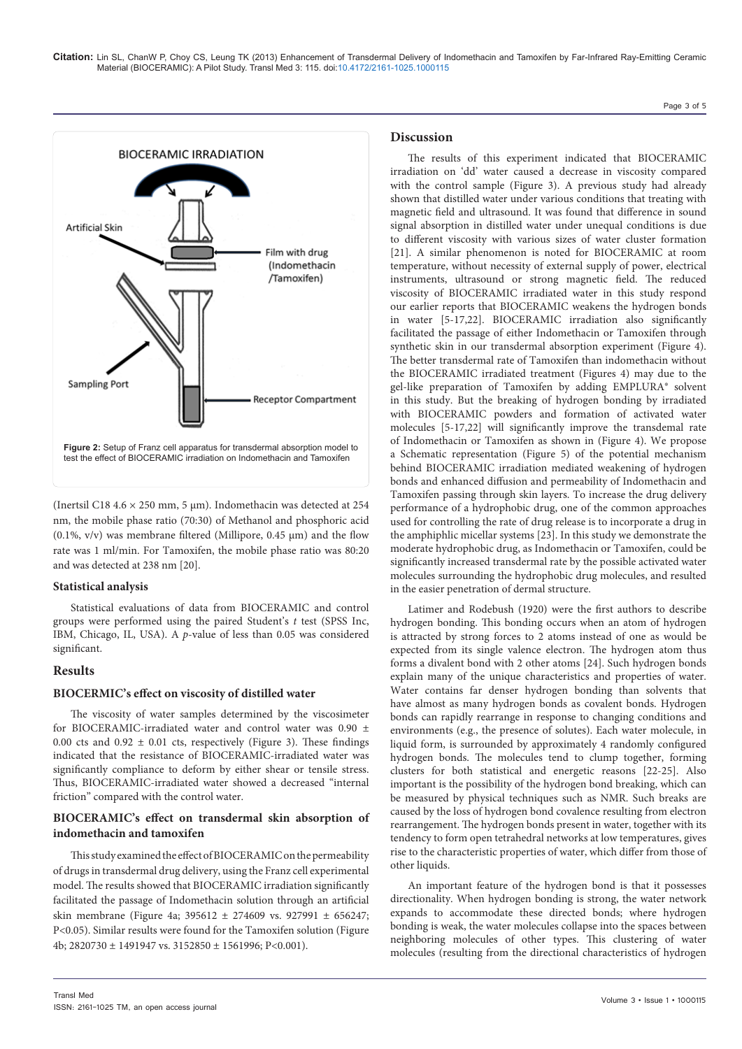Figure 2: Setup of Franz cell apparatus for transdermal absorption model to test the effect of BIOCERAMIC irradiation on Indomethacin and Tamoxifen

(Inertsil C18 4.6 × 250 mm, 5 μm). Indomethacin was detected at 254 nm, the mobile phase ratio (70:30) of Methanol and phosphoric acid (0.1%, v/v) was membrane filtered (Millipore, 0.45 μm) and the flow rate was 1 ml/min. For Tamoxifen, the mobile phase ratio was 80:20 and was detected at 238 nm [20].

### Statistical analysis

Statistical evaluations of data from BIOCERAMIC and control groups were performed using the paired Student's *t* test (SPSS Inc, IBM, Chicago, IL, USA). A *p*-value of less than 0.05 was considered significant.

## Results

### BIOCERMIC's effect on viscosity of distilled water

The viscosity of water samples determined by the viscosimeter for BIOCERAMIC-irradiated water and control water was 0.90 ± 0.00 cts and 0.92 ± 0.01 cts, respectively (Figure 3). These findings indicated that the resistance of BIOCERAMIC-irradiated water was significantly compliance to deform by either shear or tensile stress. Thus, BIOCERAMIC-irradiated water showed a decreased "internal friction" compared with the control water.

### BIOCERAMIC's effect on transdermal skin absorption of indomethacin and tamoxifen

This study examined the effect of BIOCERAMIC on the permeability of drugs in transdermal drug delivery, using the Franz cell experimental model. The results showed that BIOCERAMIC irradiation significantly facilitated the passage of Indomethacin solution through an artificial skin membrane (Figure 4a; 395612 ± 274609 vs. 927991 ± 656247; P<0.05). Similar results were found for the Tamoxifen solution (Figure 4b; 2820730 ± 1491947 vs. 3152850 ± 1561996; P<0.001).

## Discussion

The results of this experiment indicated that BIOCERAMIC irradiation on 'dd' water caused a decrease in viscosity compared with the control sample (Figure 3). A previous study had already shown that distilled water under various conditions that treating with magnetic field and ultrasound. It was found that difference in sound signal absorption in distilled water under unequal conditions is due to different viscosity with various sizes of water cluster formation [21]. A similar phenomenon is noted for BIOCERAMIC at room temperature, without necessity of external supply of power, electrical instruments, ultrasound or strong magnetic field. The reduced viscosity of BIOCERAMIC irradiated water in this study respond our earlier reports that BIOCERAMIC weakens the hydrogen bonds in water [5-17,22]. BIOCERAMIC irradiation also significantly facilitated the passage of either Indomethacin or Tamoxifen through synthetic skin in our transdermal absorption experiment (Figure 4). The better transdermal rate of Tamoxifen than indomethacin without the BIOCERAMIC irradiated treatment (Figures 4) may due to the gel-like preparation of Tamoxifen by adding EMPLURA® solvent in this study. But the breaking of hydrogen bonding by irradiated with BIOCERAMIC powders and formation of activated water molecules [5-17,22] will significantly improve the transdemal rate of Indomethacin or Tamoxifen as shown in (Figure 4). We propose a Schematic representation (Figure 5) of the potential mechanism behind BIOCERAMIC irradiation mediated weakening of hydrogen bonds and enhanced diffusion and permeability of Indomethacin and Tamoxifen passing through skin layers. To increase the drug delivery performance of a hydrophobic drug, one of the common approaches used for controlling the rate of drug release is to incorporate a drug in the amphiphilic micellar systems [23]. In this study we demonstrate the moderate hydrophobic drug, as Indomethacin or Tamoxifen, could be significantly increased transdermal rate by the possible activated water molecules surrounding the hydrophobic drug molecules, and resulted in the easier penetration of dermal structure.

Latimer and Rodebush (1920) were the first authors to describe hydrogen bonding. This bonding occurs when an atom of hydrogen is attracted by strong forces to 2 atoms instead of one as would be expected from its single valence electron. The hydrogen atom thus forms a divalent bond with 2 other atoms [24]. Such hydrogen bonds explain many of the unique characteristics and properties of water. Water contains far denser hydrogen bonding than solvents that have almost as many hydrogen bonds as covalent bonds. Hydrogen bonds can rapidly rearrange in response to changing conditions and environments (e.g., the presence of solutes). Each water molecule, in liquid form, is surrounded by approximately 4 randomly configured hydrogen bonds. The molecules tend to clump together, forming clusters for both statistical and energetic reasons [22-25]. Also important is the possibility of the hydrogen bond breaking, which can be measured by physical techniques such as NMR. Such breaks are caused by the loss of hydrogen bond covalence resulting from electron rearrangement. The hydrogen bonds present in water, together with its tendency to form open tetrahedral networks at low temperatures, gives rise to the characteristic properties of water, which differ from those of other liquids.

An important feature of the hydrogen bond is that it possesses directionality. When hydrogen bonding is strong, the water network expands to accommodate these directed bonds; where hydrogen bonding is weak, the water molecules collapse into the spaces between neighboring molecules of other types. This clustering of water molecules (resulting from the directional characteristics of hydrogen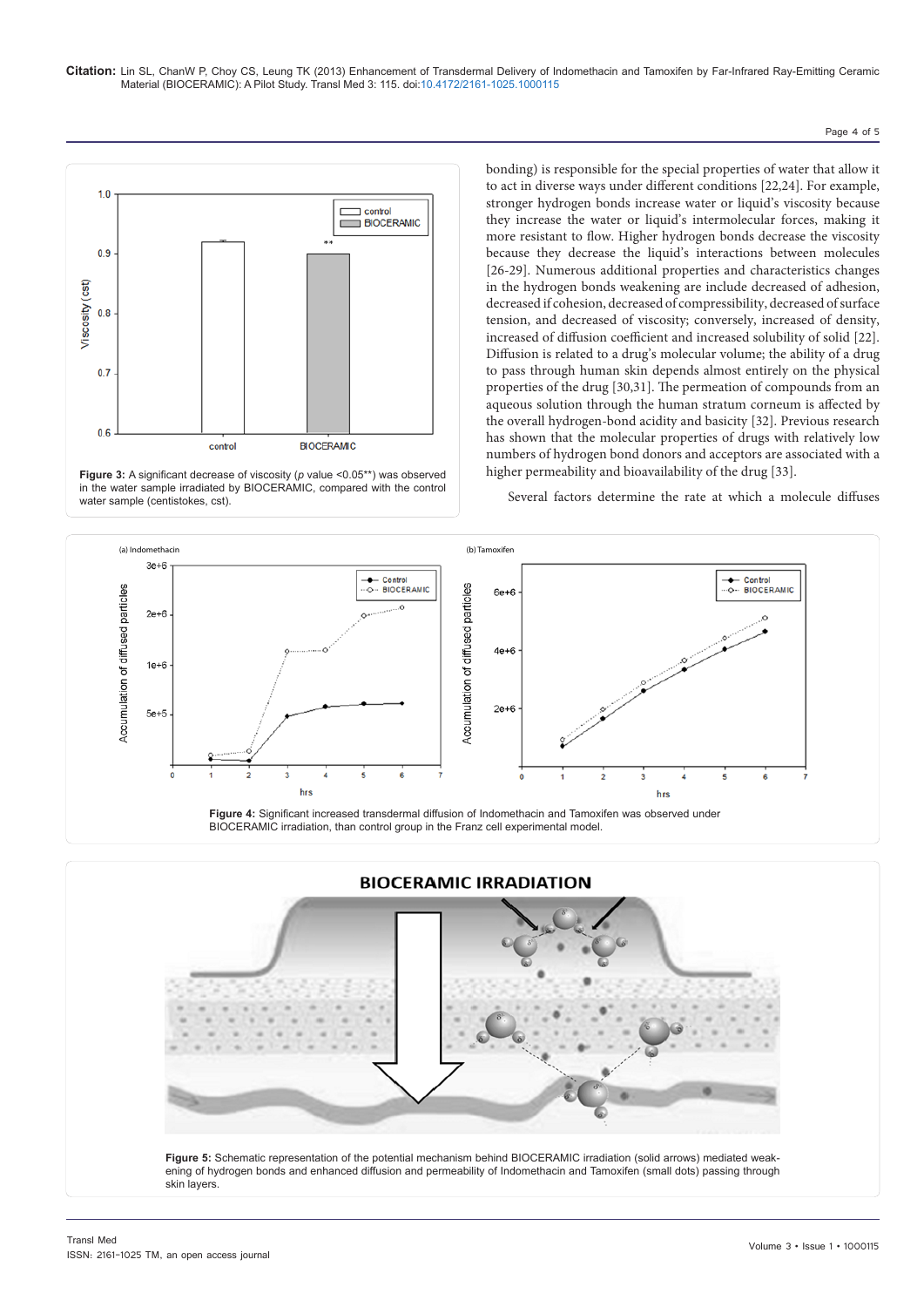**Figure 3:** A significant decrease of viscosity ($p$ value <0.05**) was observed in the water sample irradiated by BIOCERAMIC, compared with the control water sample (centistokes, cst).

bonding) is responsible for the special properties of water that allow it to act in diverse ways under different conditions [22,24]. For example, stronger hydrogen bonds increase water or liquid's viscosity because they increase the water or liquid's intermolecular forces, making it more resistant to flow. Higher hydrogen bonds decrease the viscosity because they decrease the liquid's interactions between molecules [26-29]. Numerous additional properties and characteristics changes in the hydrogen bonds weakening are include decreased of adhesion, decreased if cohesion, decreased of compressibility, decreased of surface tension, and decreased of viscosity; conversely, increased of density, increased of diffusion coefficient and increased solubility of solid [22]. Diffusion is related to a drug's molecular volume; the ability of a drug to pass through human skin depends almost entirely on the physical properties of the drug [30,31]. The permeation of compounds from an aqueous solution through the human stratum corneum is affected by the overall hydrogen-bond acidity and basicity [32]. Previous research has shown that the molecular properties of drugs with relatively low numbers of hydrogen bond donors and acceptors are associated with a higher permeability and bioavailability of the drug [33].

Several factors determine the rate at which a molecule diffuses

**Figure 4:** Significant increased transdermal diffusion of Indomethacin and Tamoxifen was observed under BIOCERAMIC irradiation, than control group in the Franz cell experimental model.

**Figure 5:** Schematic representation of the potential mechanism behind BIOCERAMIC irradiation (solid arrows) mediated weakening of hydrogen bonds and enhanced diffusion and permeability of Indomethacin and Tamoxifen (small dots) passing through skin layers.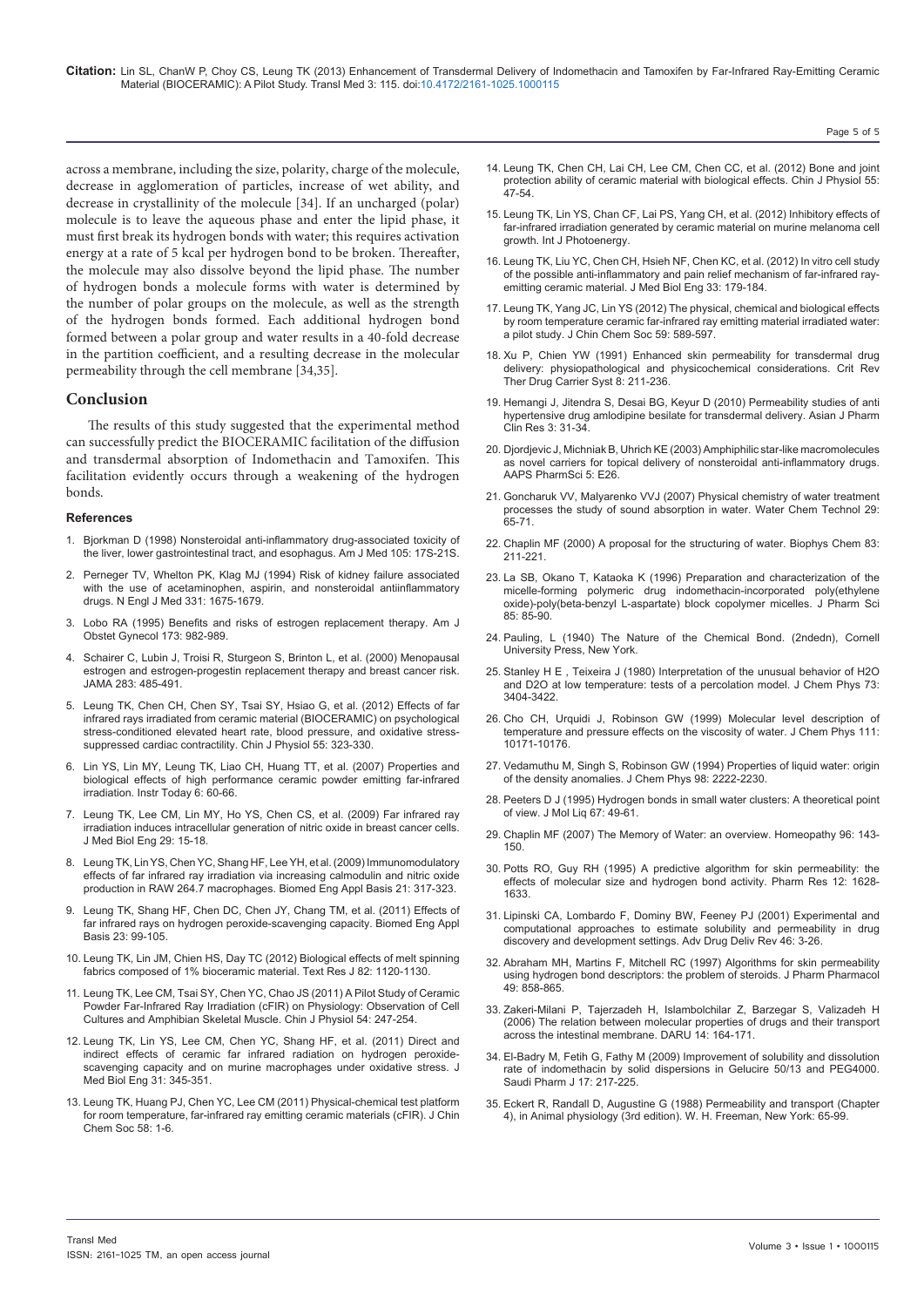across a membrane, including the size, polarity, charge of the molecule, decrease in agglomeration of particles, increase of wet ability, and decrease in crystallinity of the molecule [34]. If an uncharged (polar) molecule is to leave the aqueous phase and enter the lipid phase, it must first break its hydrogen bonds with water; this requires activation energy at a rate of 5 kcal per hydrogen bond to be broken. Thereafter, the molecule may also dissolve beyond the lipid phase. The number of hydrogen bonds a molecule forms with water is determined by the number of polar groups on the molecule, as well as the strength of the hydrogen bonds formed. Each additional hydrogen bond formed between a polar group and water results in a 40-fold decrease in the partition coefficient, and a resulting decrease in the molecular permeability through the cell membrane [34,35].

## Conclusion

The results of this study suggested that the experimental method can successfully predict the BIOCERAMIC facilitation of the diffusion and transdermal absorption of Indomethacin and Tamoxifen. This facilitation evidently occurs through a weakening of the hydrogen bonds.

### References

1. Bjorkman D (1998) Nonsteroidal anti-inflammatory drug-associated toxicity of the liver, lower gastrointestinal tract, and esophagus. Am J Med 105: 17S-21S.
2. Perneger TV, Whelton PK, Klag MJ (1994) Risk of kidney failure associated with the use of acetaminophen, aspirin, and nonsteroidal antiinflammatory drugs. N Engl J Med 331: 1675-1679.
3. Lobo RA (1995) Benefits and risks of estrogen replacement therapy. Am J Obstet Gynecol 173: 982-989.
4. Schairer C, Lubin J, Troisi R, Sturgeon S, Brinton L, et al. (2000) Menopausal estrogen and estrogen-progestin replacement therapy and breast cancer risk. JAMA 283: 485-491.
5. Leung TK, Chen CH, Chen SY, Tsai SY, Hsiao G, et al. (2012) Effects of far infrared rays irradiated from ceramic material (BIOCERAMIC) on psychological stress-conditioned elevated heart rate, blood pressure, and oxidative stress-suppressed cardiac contractility. Chin J Physiol 55: 323-330.
6. Lin YS, Lin MY, Leung TK, Liao CH, Huang TT, et al. (2007) Properties and biological effects of high performance ceramic powder emitting far-infrared irradiation. Instr Today 6: 60-66.
7. Leung TK, Lee CM, Lin MY, Ho YS, Chen CS, et al. (2009) Far infrared ray irradiation induces intracellular generation of nitric oxide in breast cancer cells. J Med Biol Eng 29: 15-18.
8. Leung TK, Lin YS, Chen YC, Shang HF, Lee YH, et al. (2009) Immunomodulatory effects of far infrared ray irradiation via increasing calmodulin and nitric oxide production in RAW 264.7 macrophages. Biomed Eng Appl Basis 21: 317-323.
9. Leung TK, Shang HF, Chen DC, Chen JY, Chang TM, et al. (2011) Effects of far infrared rays on hydrogen peroxide-scavenging capacity. Biomed Eng Appl Basis 23: 99-105.
10. Leung TK, Lin JM, Chien HS, Day TC (2012) Biological effects of melt spinning fabrics composed of 1% bioceramic material. Text Res J 82: 1120-1130.
11. Leung TK, Lee CM, Tsai SY, Chen YC, Chao JS (2011) A Pilot Study of Ceramic Powder Far-Infrared Ray Irradiation (cFIR) on Physiology: Observation of Cell Cultures and Amphibian Skeletal Muscle. Chin J Physiol 54: 247-254.
12. Leung TK, Lin YS, Lee CM, Chen YC, Shang HF, et al. (2011) Direct and indirect effects of ceramic far infrared radiation on hydrogen peroxide-scavenging capacity and on murine macrophages under oxidative stress. J Med Biol Eng 31: 345-351.
13. Leung TK, Huang PJ, Chen YC, Lee CM (2011) Physical-chemical test platform for room temperature, far-infrared ray emitting ceramic materials (cFIR). J Chin Chem Soc 58: 1-6.
14. Leung TK, Chen CH, Lai CH, Lee CM, Chen CC, et al. (2012) Bone and joint protection ability of ceramic material with biological effects. Chin J Physiol 55: 47-54.
15. Leung TK, Lin YS, Chan CF, Lai PS, Yang CH, et al. (2012) Inhibitory effects of far-infrared irradiation generated by ceramic material on murine melanoma cell growth. Int J Photoenergy.
16. Leung TK, Liu YC, Chen CH, Hsieh NF, Chen KC, et al. (2012) In vitro cell study of the possible anti-inflammatory and pain relief mechanism of far-infrared ray-emitting ceramic material. J Med Biol Eng 33: 179-184.
17. Leung TK, Yang JC, Lin YS (2012) The physical, chemical and biological effects by room temperature ceramic far-infrared ray emitting material irradiated water: a pilot study. J Chin Chem Soc 59: 589-597.
18. Xu P, Chien YW (1991) Enhanced skin permeability for transdermal drug delivery: physiopathological and physicochemical considerations. Crit Rev Ther Drug Carrier Syst 8: 211-236.
19. Hemangi J, Jitendra S, Desai BG, Keyur D (2010) Permeability studies of anti hypertensive drug amlodipine besilate for transdermal delivery. Asian J Pharm Clin Res 3: 31-34.
20. Djordjevic J, Michniak B, Uhrich KE (2003) Amphiphilic star-like macromolecules as novel carriers for topical delivery of nonsteroidal anti-inflammatory drugs. AAPS PharmSci 5: E26.
21. Goncharuk VV, Malyarenko VVJ (2007) Physical chemistry of water treatment processes the study of sound absorption in water. Water Chem Technol 29: 65-71.
22. Chaplin MF (2000) A proposal for the structuring of water. Biophys Chem 83: 211-221.
23. La SB, Okano T, Kataoka K (1996) Preparation and characterization of the micelle-forming polymeric drug indomethacin-incorporated poly(ethylene oxide)-poly(beta-benzyl L-aspartate) block copolymer micelles. J Pharm Sci 85: 85-90.
24. Pauling, L (1940) The Nature of the Chemical Bond. (2ndedn), Cornell University Press, New York.
25. Stanley H E , Teixeira J (1980) Interpretation of the unusual behavior of H2O and D2O at low temperature: tests of a percolation model. J Chem Phys 73: 3404-3422.
26. Cho CH, Urquidi J, Robinson GW (1999) Molecular level description of temperature and pressure effects on the viscosity of water. J Chem Phys 111: 10171-10176.
27. Vedamuthu M, Singh S, Robinson GW (1994) Properties of liquid water: origin of the density anomalies. J Chem Phys 98: 2222-2230.
28. Peeters D J (1995) Hydrogen bonds in small water clusters: A theoretical point of view. J Mol Liq 67: 49-61.
29. Chaplin MF (2007) The Memory of Water: an overview. Homeopathy 96: 143-150.
30. Potts RO, Guy RH (1995) A predictive algorithm for skin permeability: the effects of molecular size and hydrogen bond activity. Pharm Res 12: 1628-1633.
31. Lipinski CA, Lombardo F, Dominy BW, Feeney PJ (2001) Experimental and computational approaches to estimate solubility and permeability in drug discovery and development settings. Adv Drug Deliv Rev 46: 3-26.
32. Abraham MH, Martins F, Mitchell RC (1997) Algorithms for skin permeability using hydrogen bond descriptors: the problem of steroids. J Pharm Pharmacol 49: 858-865.
33. Zakeri-Milani P, Tajerzadeh H, Islambolchilar Z, Barzegar S, Valizadeh H (2006) The relation between molecular properties of drugs and their transport across the intestinal membrane. DARU 14: 164-171.
34. El-Badry M, Fetih G, Fathy M (2009) Improvement of solubility and dissolution rate of indomethacin by solid dispersions in Gelucire 50/13 and PEG4000. Saudi Pharm J 17: 217-225.
35. Eckert R, Randall D, Augustine G (1988) Permeability and transport (Chapter 4), in Animal physiology (3rd edition). W. H. Freeman, New York: 65-99.